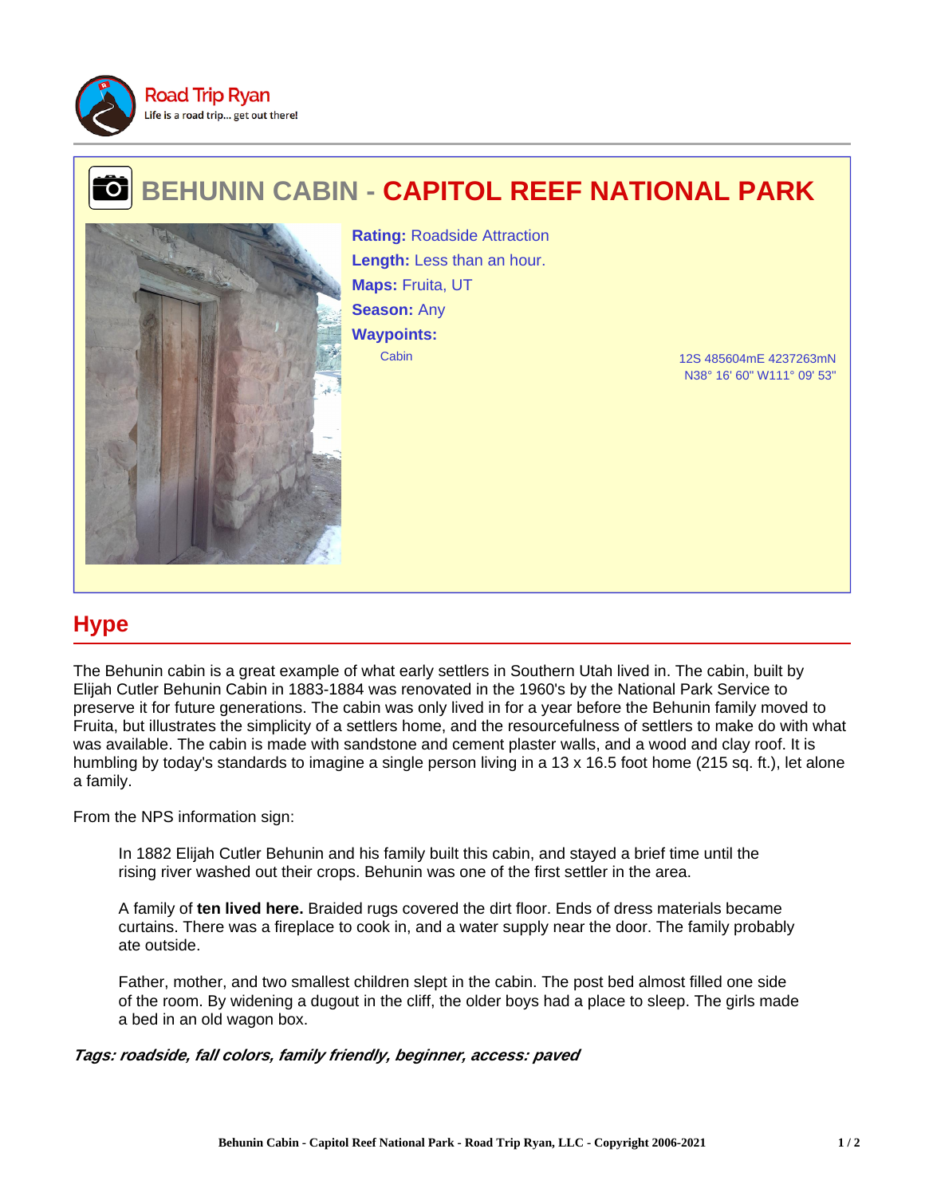Road Trip Ryan
Life is a road trip... get out there!

# BEHUNIN CABIN - CAPITOL REEF NATIONAL PARK

**Rating:** Roadside Attraction
**Length:** Less than an hour.
**Maps:** Fruita, UT
**Season:** Any
**Waypoints:**

| Cabin | 12S 485604mE 4237263mN<br>N38° 16' 60" W111° 09' 53" |
| --- | --- |

## Hype

The Behunin cabin is a great example of what early settlers in Southern Utah lived in. The cabin, built by Elijah Cutler Behunin Cabin in 1883-1884 was renovated in the 1960's by the National Park Service to preserve it for future generations. The cabin was only lived in for a year before the Behunin family moved to Fruita, but illustrates the simplicity of a settlers home, and the resourcefulness of settlers to make do with what was available. The cabin is made with sandstone and cement plaster walls, and a wood and clay roof. It is humbling by today's standards to imagine a single person living in a 13 x 16.5 foot home (215 sq. ft.), let alone a family.

From the NPS information sign:

> In 1882 Elijah Cutler Behunin and his family built this cabin, and stayed a brief time until the rising river washed out their crops. Behunin was one of the first settler in the area.
>
> A family of **ten lived here.** Braided rugs covered the dirt floor. Ends of dress materials became curtains. There was a fireplace to cook in, and a water supply near the door. The family probably ate outside.
>
> Father, mother, and two smallest children slept in the cabin. The post bed almost filled one side of the room. By widening a dugout in the cliff, the older boys had a place to sleep. The girls made a bed in an old wagon box.

***Tags: roadside, fall colors, family friendly, beginner, access: paved***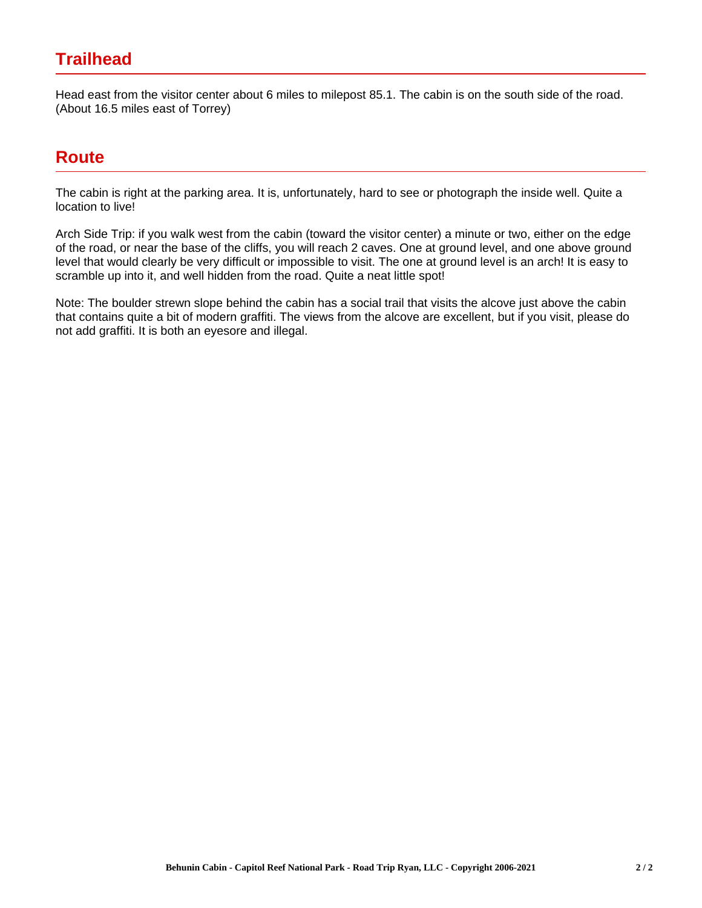## Trailhead

Head east from the visitor center about 6 miles to milepost 85.1. The cabin is on the south side of the road. (About 16.5 miles east of Torrey)

## Route

The cabin is right at the parking area. It is, unfortunately, hard to see or photograph the inside well. Quite a location to live!

Arch Side Trip: if you walk west from the cabin (toward the visitor center) a minute or two, either on the edge of the road, or near the base of the cliffs, you will reach 2 caves. One at ground level, and one above ground level that would clearly be very difficult or impossible to visit. The one at ground level is an arch! It is easy to scramble up into it, and well hidden from the road. Quite a neat little spot!

Note: The boulder strewn slope behind the cabin has a social trail that visits the alcove just above the cabin that contains quite a bit of modern graffiti. The views from the alcove are excellent, but if you visit, please do not add graffiti. It is both an eyesore and illegal.